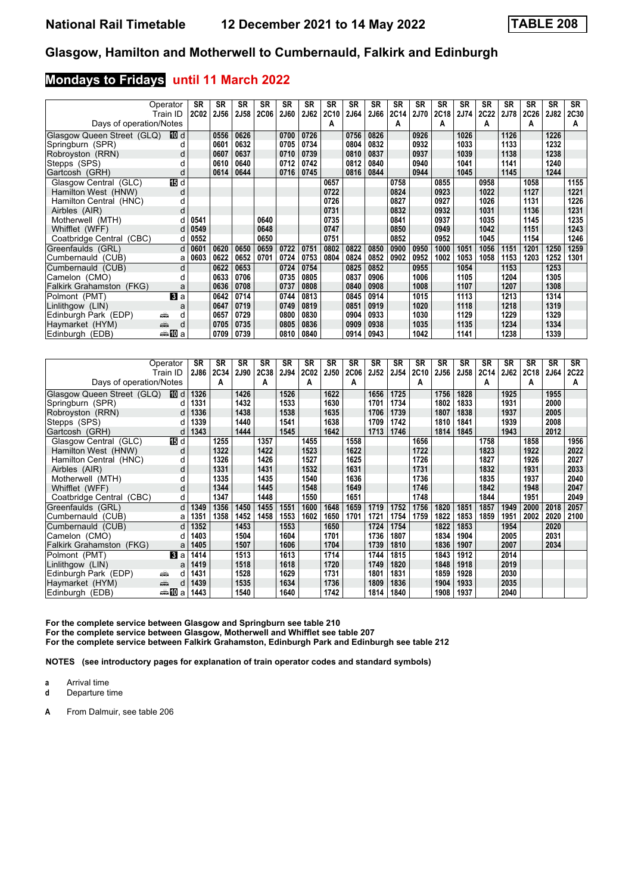# National Rail Timetable — 12 December 2021 to 14 May 2022 — TABLE 208

## Glasgow, Hamilton and Motherwell to Cumbernauld, Falkirk and Edinburgh

### Mondays to Fridays until 11 March 2022

| Operator | | SR | SR | SR | SR | SR | SR | SR | SR | SR | SR | SR | SR | SR | SR | SR | SR | SR | SR |
|---|---|---|---|---|---|---|---|---|---|---|---|---|---|---|---|---|---|---|---|
| Train ID | | 2C02 | 2J56 | 2J58 | 2C06 | 2J60 | 2J62 | 2C10 | 2J64 | 2J66 | 2C14 | 2J70 | 2C18 | 2J74 | 2C22 | 2J78 | 2C26 | 2J82 | 2C30 |
| Days of operation/Notes | | | | | | | | A | | | A | | A | | A | | A | | A |
| Glasgow Queen Street (GLQ) 10 | d | | 0556 | 0626 | | 0700 | 0726 | | 0756 | 0826 | | 0926 | | 1026 | | 1126 | | 1226 | |
| Springburn (SPR) | d | | 0601 | 0632 | | 0705 | 0734 | | 0804 | 0832 | | 0932 | | 1033 | | 1133 | | 1232 | |
| Robroyston (RRN) | d | | 0607 | 0637 | | 0710 | 0739 | | 0810 | 0837 | | 0937 | | 1039 | | 1138 | | 1238 | |
| Stepps (SPS) | d | | 0610 | 0640 | | 0712 | 0742 | | 0812 | 0840 | | 0940 | | 1041 | | 1141 | | 1240 | |
| Gartcosh (GRH) | d | | 0614 | 0644 | | 0716 | 0745 | | 0816 | 0844 | | 0944 | | 1045 | | 1145 | | 1244 | |
| Glasgow Central (GLC) 15 | d | | | | | | | 0657 | | | 0758 | | 0855 | | 0958 | | 1058 | | 1155 |
| Hamilton West (HNW) | d | | | | | | | 0722 | | | 0824 | | 0923 | | 1022 | | 1127 | | 1221 |
| Hamilton Central (HNC) | d | | | | | | | 0726 | | | 0827 | | 0927 | | 1026 | | 1131 | | 1226 |
| Airbles (AIR) | d | | | | | | | 0731 | | | 0832 | | 0932 | | 1031 | | 1136 | | 1231 |
| Motherwell (MTH) | d | 0541 | | | 0640 | | | 0735 | | | 0841 | | 0937 | | 1035 | | 1145 | | 1235 |
| Whifflet (WFF) | d | 0549 | | | 0648 | | | 0747 | | | 0850 | | 0949 | | 1042 | | 1151 | | 1243 |
| Coatbridge Central (CBC) | d | 0552 | | | 0650 | | | 0751 | | | 0852 | | 0952 | | 1045 | | 1154 | | 1246 |
| Greenfaulds (GRL) | d | 0601 | 0620 | 0650 | 0659 | 0722 | 0751 | 0802 | 0822 | 0850 | 0900 | 0950 | 1000 | 1051 | 1056 | 1151 | 1201 | 1250 | 1259 |
| Cumbernauld (CUB) | a | 0603 | 0622 | 0652 | 0701 | 0724 | 0753 | 0804 | 0824 | 0852 | 0902 | 0952 | 1002 | 1053 | 1058 | 1153 | 1203 | 1252 | 1301 |
| Cumbernauld (CUB) | d | | 0622 | 0653 | | 0724 | 0754 | | 0825 | 0852 | | 0955 | | 1054 | | 1153 | | 1253 | |
| Camelon (CMO) | d | | 0633 | 0706 | | 0735 | 0805 | | 0837 | 0906 | | 1006 | | 1105 | | 1204 | | 1305 | |
| Falkirk Grahamston (FKG) | a | | 0636 | 0708 | | 0737 | 0808 | | 0840 | 0908 | | 1008 | | 1107 | | 1207 | | 1308 | |
| Polmont (PMT) 3 | a | | 0642 | 0714 | | 0744 | 0813 | | 0845 | 0914 | | 1015 | | 1113 | | 1213 | | 1314 | |
| Linlithgow (LIN) | a | | 0647 | 0719 | | 0749 | 0819 | | 0851 | 0919 | | 1020 | | 1118 | | 1218 | | 1319 | |
| Edinburgh Park (EDP) | d | | 0657 | 0729 | | 0800 | 0830 | | 0904 | 0933 | | 1030 | | 1129 | | 1229 | | 1329 | |
| Haymarket (HYM) | d | | 0705 | 0735 | | 0805 | 0836 | | 0909 | 0938 | | 1035 | | 1135 | | 1234 | | 1334 | |
| Edinburgh (EDB) 10 | a | | 0709 | 0739 | | 0810 | 0840 | | 0914 | 0943 | | 1042 | | 1141 | | 1238 | | 1339 | |

| Operator | | SR | SR | SR | SR | SR | SR | SR | SR | SR | SR | SR | SR | SR | SR | SR | SR | SR | SR |
|---|---|---|---|---|---|---|---|---|---|---|---|---|---|---|---|---|---|---|---|
| Train ID | | 2J86 | 2C34 | 2J90 | 2C38 | 2J94 | 2C02 | 2J50 | 2C06 | 2J52 | 2J54 | 2C10 | 2J56 | 2J58 | 2C14 | 2J62 | 2C18 | 2J64 | 2C22 |
| Days of operation/Notes | | | A | | A | | A | | A | | | A | | | A | | A | | A |
| Glasgow Queen Street (GLQ) 10 | d | 1326 | | 1426 | | 1526 | | 1622 | | 1656 | 1725 | | 1756 | 1828 | | 1925 | | 1955 | |
| Springburn (SPR) | d | 1331 | | 1432 | | 1533 | | 1630 | | 1701 | 1734 | | 1802 | 1833 | | 1931 | | 2000 | |
| Robroyston (RRN) | d | 1336 | | 1438 | | 1538 | | 1635 | | 1706 | 1739 | | 1807 | 1838 | | 1937 | | 2005 | |
| Stepps (SPS) | d | 1339 | | 1440 | | 1541 | | 1638 | | 1709 | 1742 | | 1810 | 1841 | | 1939 | | 2008 | |
| Gartcosh (GRH) | d | 1343 | | 1444 | | 1545 | | 1642 | | 1713 | 1746 | | 1814 | 1845 | | 1943 | | 2012 | |
| Glasgow Central (GLC) 15 | d | | 1255 | | 1357 | | 1455 | | 1558 | | | 1656 | | | 1758 | | 1858 | | 1956 |
| Hamilton West (HNW) | d | | 1322 | | 1422 | | 1523 | | 1622 | | | 1722 | | | 1823 | | 1922 | | 2022 |
| Hamilton Central (HNC) | d | | 1326 | | 1426 | | 1527 | | 1625 | | | 1726 | | | 1827 | | 1926 | | 2027 |
| Airbles (AIR) | d | | 1331 | | 1431 | | 1532 | | 1631 | | | 1731 | | | 1832 | | 1931 | | 2033 |
| Motherwell (MTH) | d | | 1335 | | 1435 | | 1540 | | 1636 | | | 1736 | | | 1835 | | 1937 | | 2040 |
| Whifflet (WFF) | d | | 1344 | | 1445 | | 1548 | | 1649 | | | 1746 | | | 1842 | | 1948 | | 2047 |
| Coatbridge Central (CBC) | d | | 1347 | | 1448 | | 1550 | | 1651 | | | 1748 | | | 1844 | | 1951 | | 2049 |
| Greenfaulds (GRL) | d | 1349 | 1356 | 1450 | 1455 | 1551 | 1600 | 1648 | 1659 | 1719 | 1752 | 1756 | 1820 | 1851 | 1857 | 1949 | 2000 | 2018 | 2057 |
| Cumbernauld (CUB) | a | 1351 | 1358 | 1452 | 1458 | 1553 | 1602 | 1650 | 1701 | 1721 | 1754 | 1759 | 1822 | 1853 | 1859 | 1951 | 2002 | 2020 | 2100 |
| Cumbernauld (CUB) | d | 1352 | | 1453 | | 1553 | | 1650 | | 1724 | 1754 | | 1822 | 1853 | | 1954 | | 2020 | |
| Camelon (CMO) | d | 1403 | | 1504 | | 1604 | | 1701 | | 1736 | 1807 | | 1834 | 1904 | | 2005 | | 2031 | |
| Falkirk Grahamston (FKG) | a | 1405 | | 1507 | | 1606 | | 1704 | | 1739 | 1810 | | 1836 | 1907 | | 2007 | | 2034 | |
| Polmont (PMT) 3 | a | 1414 | | 1513 | | 1613 | | 1714 | | 1744 | 1815 | | 1843 | 1912 | | 2014 | | | |
| Linlithgow (LIN) | a | 1419 | | 1518 | | 1618 | | 1720 | | 1749 | 1820 | | 1848 | 1918 | | 2019 | | | |
| Edinburgh Park (EDP) | d | 1431 | | 1528 | | 1629 | | 1731 | | 1801 | 1831 | | 1859 | 1928 | | 2030 | | | |
| Haymarket (HYM) | d | 1439 | | 1535 | | 1634 | | 1736 | | 1809 | 1836 | | 1904 | 1933 | | 2035 | | | |
| Edinburgh (EDB) 10 | a | 1443 | | 1540 | | 1640 | | 1742 | | 1814 | 1840 | | 1908 | 1937 | | 2040 | | | |

**For the complete service between Glasgow and Springburn see table 210**
**For the complete service between Glasgow, Motherwell and Whifflet see table 207**
**For the complete service between Falkirk Grahamston, Edinburgh Park and Edinburgh see table 212**

**NOTES (see introductory pages for explanation of train operator codes and standard symbols)**

**a** Arrival time
**d** Departure time

**A** From Dalmuir, see table 206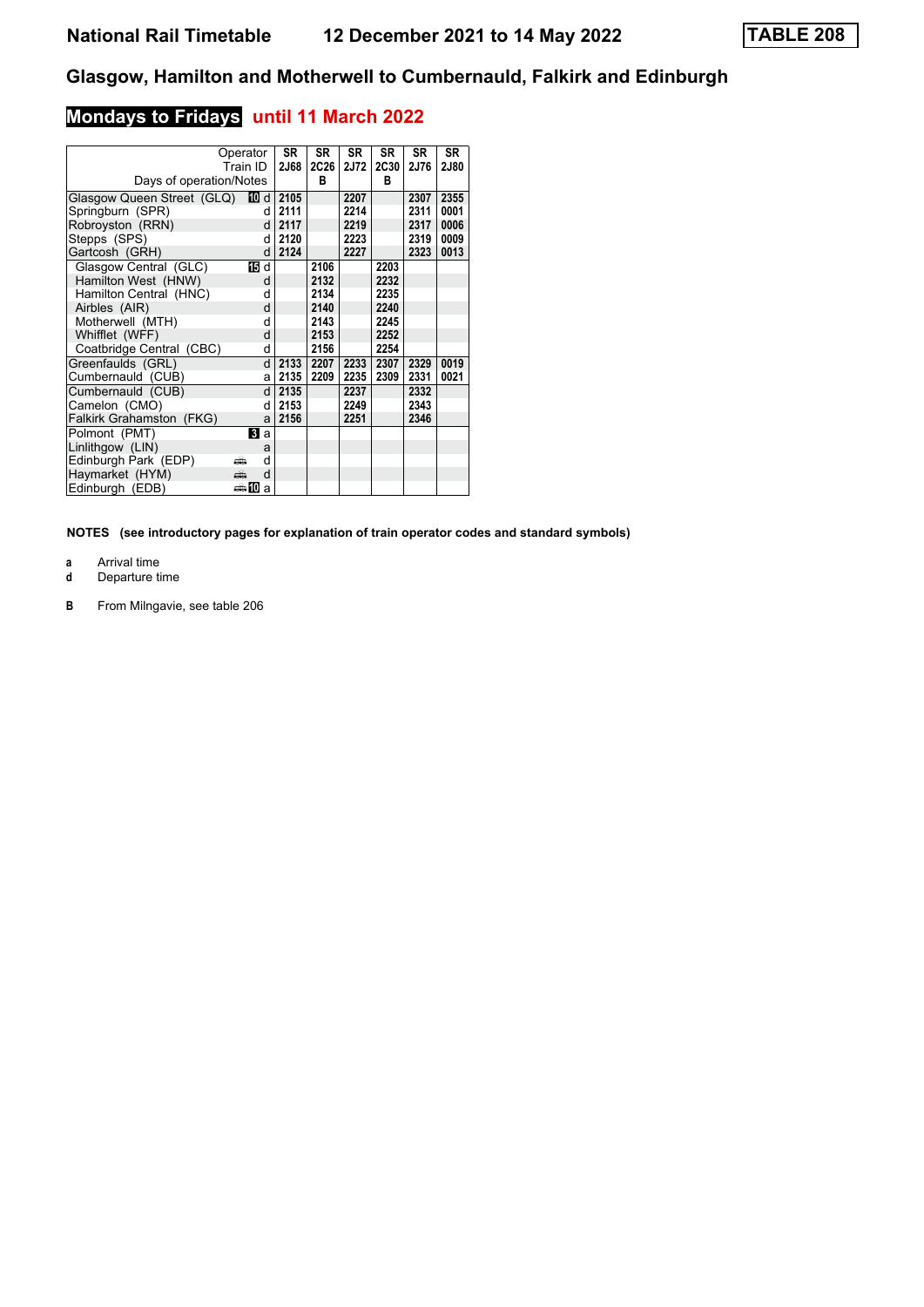# National Rail Timetable 12 December 2021 to 14 May 2022 TABLE 208

## Glasgow, Hamilton and Motherwell to Cumbernauld, Falkirk and Edinburgh

### Mondays to Fridays until 11 March 2022

| Operator | | SR | SR | SR | SR | SR | SR |
|---|---|---|---|---|---|---|---|
| Train ID | | 2J68 | 2C26 | 2J72 | 2C30 | 2J76 | 2J80 |
| Days of operation/Notes | | | B | | B | | |
| Glasgow Queen Street (GLQ) | 10 d | 2105 | | 2207 | | 2307 | 2355 |
| Springburn (SPR) | d | 2111 | | 2214 | | 2311 | 0001 |
| Robroyston (RRN) | d | 2117 | | 2219 | | 2317 | 0006 |
| Stepps (SPS) | d | 2120 | | 2223 | | 2319 | 0009 |
| Gartcosh (GRH) | d | 2124 | | 2227 | | 2323 | 0013 |
| Glasgow Central (GLC) | 15 d | | 2106 | | 2203 | | |
| Hamilton West (HNW) | d | | 2132 | | 2232 | | |
| Hamilton Central (HNC) | d | | 2134 | | 2235 | | |
| Airbles (AIR) | d | | 2140 | | 2240 | | |
| Motherwell (MTH) | d | | 2143 | | 2245 | | |
| Whifflet (WFF) | d | | 2153 | | 2252 | | |
| Coatbridge Central (CBC) | d | | 2156 | | 2254 | | |
| Greenfaulds (GRL) | d | 2133 | 2207 | 2233 | 2307 | 2329 | 0019 |
| Cumbernauld (CUB) | a | 2135 | 2209 | 2235 | 2309 | 2331 | 0021 |
| Cumbernauld (CUB) | d | 2135 | | 2237 | | 2332 | |
| Camelon (CMO) | d | 2153 | | 2249 | | 2343 | |
| Falkirk Grahamston (FKG) | a | 2156 | | 2251 | | 2346 | |
| Polmont (PMT) | 3 a | | | | | | |
| Linlithgow (LIN) | a | | | | | | |
| Edinburgh Park (EDP) | 🚌 d | | | | | | |
| Haymarket (HYM) | 🚌 d | | | | | | |
| Edinburgh (EDB) | 🚌 10 a | | | | | | |

**NOTES (see introductory pages for explanation of train operator codes and standard symbols)**

- **a** Arrival time
- **d** Departure time

- **B** From Milngavie, see table 206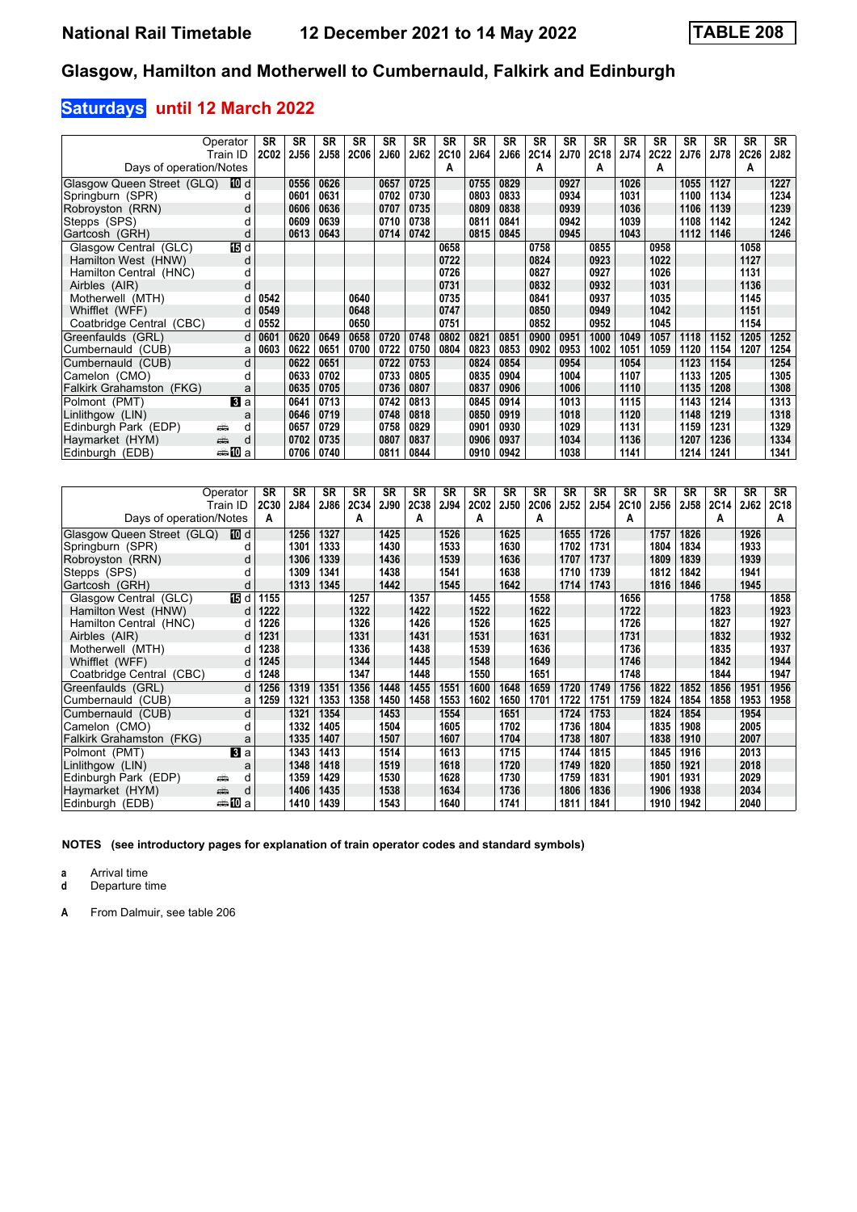# National Rail Timetable 12 December 2021 to 14 May 2022 TABLE 208

## Glasgow, Hamilton and Motherwell to Cumbernauld, Falkirk and Edinburgh

### Saturdays until 12 March 2022

| Operator | | SR | SR | SR | SR | SR | SR | SR | SR | SR | SR | SR | SR | SR | SR | SR | SR | SR | SR |
|---|---|---|---|---|---|---|---|---|---|---|---|---|---|---|---|---|---|---|---|
| Train ID | | 2C02 | 2J56 | 2J58 | 2C06 | 2J60 | 2J62 | 2C10 | 2J64 | 2J66 | 2C14 | 2J70 | 2C18 | 2J74 | 2C22 | 2J76 | 2J78 | 2C26 | 2J82 |
| Days of operation/Notes | | | | | | | | A | | | A | | A | | A | | | A | |
| Glasgow Queen Street (GLQ) | 10 d | | 0556 | 0626 | | 0657 | 0725 | | 0755 | 0829 | | 0927 | | 1026 | | 1055 | 1127 | | 1227 |
| Springburn (SPR) | d | | 0601 | 0631 | | 0702 | 0730 | | 0803 | 0833 | | 0934 | | 1031 | | 1100 | 1134 | | 1234 |
| Robroyston (RRN) | d | | 0606 | 0636 | | 0707 | 0735 | | 0809 | 0838 | | 0939 | | 1036 | | 1106 | 1139 | | 1239 |
| Stepps (SPS) | d | | 0609 | 0639 | | 0710 | 0738 | | 0811 | 0841 | | 0942 | | 1039 | | 1108 | 1142 | | 1242 |
| Gartcosh (GRH) | d | | 0613 | 0643 | | 0714 | 0742 | | 0815 | 0845 | | 0945 | | 1043 | | 1112 | 1146 | | 1246 |
| Glasgow Central (GLC) | 15 d | | | | | | | 0658 | | | 0758 | | 0855 | | 0958 | | | 1058 | |
| Hamilton West (HNW) | d | | | | | | | 0722 | | | 0824 | | 0923 | | 1022 | | | 1127 | |
| Hamilton Central (HNC) | d | | | | | | | 0726 | | | 0827 | | 0927 | | 1026 | | | 1131 | |
| Airbles (AIR) | d | | | | | | | 0731 | | | 0832 | | 0932 | | 1031 | | | 1136 | |
| Motherwell (MTH) | d | 0542 | | | 0640 | | | 0735 | | | 0841 | | 0937 | | 1035 | | | 1145 | |
| Whifflet (WFF) | d | 0549 | | | 0648 | | | 0747 | | | 0850 | | 0949 | | 1042 | | | 1151 | |
| Coatbridge Central (CBC) | d | 0552 | | | 0650 | | | 0751 | | | 0852 | | 0952 | | 1045 | | | 1154 | |
| Greenfaulds (GRL) | d | 0601 | 0620 | 0649 | 0658 | 0720 | 0748 | 0802 | 0821 | 0851 | 0900 | 0951 | 1000 | 1049 | 1057 | 1118 | 1152 | 1205 | 1252 |
| Cumbernauld (CUB) | a | 0603 | 0622 | 0651 | 0700 | 0722 | 0750 | 0804 | 0823 | 0853 | 0902 | 0953 | 1002 | 1051 | 1059 | 1120 | 1154 | 1207 | 1254 |
| Cumbernauld (CUB) | d | | 0622 | 0651 | | 0722 | 0753 | | 0824 | 0854 | | 0954 | | 1054 | | 1123 | 1154 | | 1254 |
| Camelon (CMO) | d | | 0633 | 0702 | | 0733 | 0805 | | 0835 | 0904 | | 1004 | | 1107 | | 1133 | 1205 | | 1305 |
| Falkirk Grahamston (FKG) | a | | 0635 | 0705 | | 0736 | 0807 | | 0837 | 0906 | | 1006 | | 1110 | | 1135 | 1208 | | 1308 |
| Polmont (PMT) | 3 a | | 0641 | 0713 | | 0742 | 0813 | | 0845 | 0914 | | 1013 | | 1115 | | 1143 | 1214 | | 1313 |
| Linlithgow (LIN) | a | | 0646 | 0719 | | 0748 | 0818 | | 0850 | 0919 | | 1018 | | 1120 | | 1148 | 1219 | | 1318 |
| Edinburgh Park (EDP) | d | | 0657 | 0729 | | 0758 | 0829 | | 0901 | 0930 | | 1029 | | 1131 | | 1159 | 1231 | | 1329 |
| Haymarket (HYM) | d | | 0702 | 0735 | | 0807 | 0837 | | 0906 | 0937 | | 1034 | | 1136 | | 1207 | 1236 | | 1334 |
| Edinburgh (EDB) | 10 a | | 0706 | 0740 | | 0811 | 0844 | | 0910 | 0942 | | 1038 | | 1141 | | 1214 | 1241 | | 1341 |

| Operator | | SR | SR | SR | SR | SR | SR | SR | SR | SR | SR | SR | SR | SR | SR | SR | SR | SR | SR |
|---|---|---|---|---|---|---|---|---|---|---|---|---|---|---|---|---|---|---|---|
| Train ID | | 2C30 | 2J84 | 2J86 | 2C34 | 2J90 | 2C38 | 2J94 | 2C02 | 2J50 | 2C06 | 2J52 | 2J54 | 2C10 | 2J56 | 2J58 | 2C14 | 2J62 | 2C18 |
| Days of operation/Notes | | A | | | A | | A | | A | | A | | | A | | | A | | A |
| Glasgow Queen Street (GLQ) | 10 d | | 1256 | 1327 | | 1425 | | 1526 | | 1625 | | 1655 | 1726 | | 1757 | 1826 | | 1926 | |
| Springburn (SPR) | d | | 1301 | 1333 | | 1430 | | 1533 | | 1630 | | 1702 | 1731 | | 1804 | 1834 | | 1933 | |
| Robroyston (RRN) | d | | 1306 | 1339 | | 1436 | | 1539 | | 1636 | | 1707 | 1737 | | 1809 | 1839 | | 1939 | |
| Stepps (SPS) | d | | 1309 | 1341 | | 1438 | | 1541 | | 1638 | | 1710 | 1739 | | 1812 | 1842 | | 1941 | |
| Gartcosh (GRH) | d | | 1313 | 1345 | | 1442 | | 1545 | | 1642 | | 1714 | 1743 | | 1816 | 1846 | | 1945 | |
| Glasgow Central (GLC) | 15 d | 1155 | | | 1257 | | 1357 | | 1455 | | 1558 | | | 1656 | | | 1758 | | 1858 |
| Hamilton West (HNW) | d | 1222 | | | 1322 | | 1422 | | 1522 | | 1622 | | | 1722 | | | 1823 | | 1923 |
| Hamilton Central (HNC) | d | 1226 | | | 1326 | | 1426 | | 1526 | | 1625 | | | 1726 | | | 1827 | | 1927 |
| Airbles (AIR) | d | 1231 | | | 1331 | | 1431 | | 1531 | | 1631 | | | 1731 | | | 1832 | | 1932 |
| Motherwell (MTH) | d | 1238 | | | 1336 | | 1438 | | 1539 | | 1636 | | | 1736 | | | 1835 | | 1937 |
| Whifflet (WFF) | d | 1245 | | | 1344 | | 1445 | | 1548 | | 1649 | | | 1746 | | | 1842 | | 1944 |
| Coatbridge Central (CBC) | d | 1248 | | | 1347 | | 1448 | | 1550 | | 1651 | | | 1748 | | | 1844 | | 1947 |
| Greenfaulds (GRL) | d | 1256 | 1319 | 1351 | 1356 | 1448 | 1455 | 1551 | 1600 | 1648 | 1659 | 1720 | 1749 | 1756 | 1822 | 1852 | 1856 | 1951 | 1956 |
| Cumbernauld (CUB) | a | 1259 | 1321 | 1353 | 1358 | 1450 | 1458 | 1553 | 1602 | 1650 | 1701 | 1722 | 1751 | 1759 | 1824 | 1854 | 1858 | 1953 | 1958 |
| Cumbernauld (CUB) | d | | 1321 | 1354 | | 1453 | | 1554 | | 1651 | | 1724 | 1753 | | 1824 | 1854 | | 1954 | |
| Camelon (CMO) | d | | 1332 | 1405 | | 1504 | | 1605 | | 1702 | | 1736 | 1804 | | 1835 | 1908 | | 2005 | |
| Falkirk Grahamston (FKG) | a | | 1335 | 1407 | | 1507 | | 1607 | | 1704 | | 1738 | 1807 | | 1838 | 1910 | | 2007 | |
| Polmont (PMT) | 3 a | | 1343 | 1413 | | 1514 | | 1613 | | 1715 | | 1744 | 1815 | | 1845 | 1916 | | 2013 | |
| Linlithgow (LIN) | a | | 1348 | 1418 | | 1519 | | 1618 | | 1720 | | 1749 | 1820 | | 1850 | 1921 | | 2018 | |
| Edinburgh Park (EDP) | d | | 1359 | 1429 | | 1530 | | 1628 | | 1730 | | 1759 | 1831 | | 1901 | 1931 | | 2029 | |
| Haymarket (HYM) | d | | 1406 | 1435 | | 1538 | | 1634 | | 1736 | | 1806 | 1836 | | 1906 | 1938 | | 2034 | |
| Edinburgh (EDB) | 10 a | | 1410 | 1439 | | 1543 | | 1640 | | 1741 | | 1811 | 1841 | | 1910 | 1942 | | 2040 | |

**NOTES (see introductory pages for explanation of train operator codes and standard symbols)**

**a** Arrival time
**d** Departure time

**A** From Dalmuir, see table 206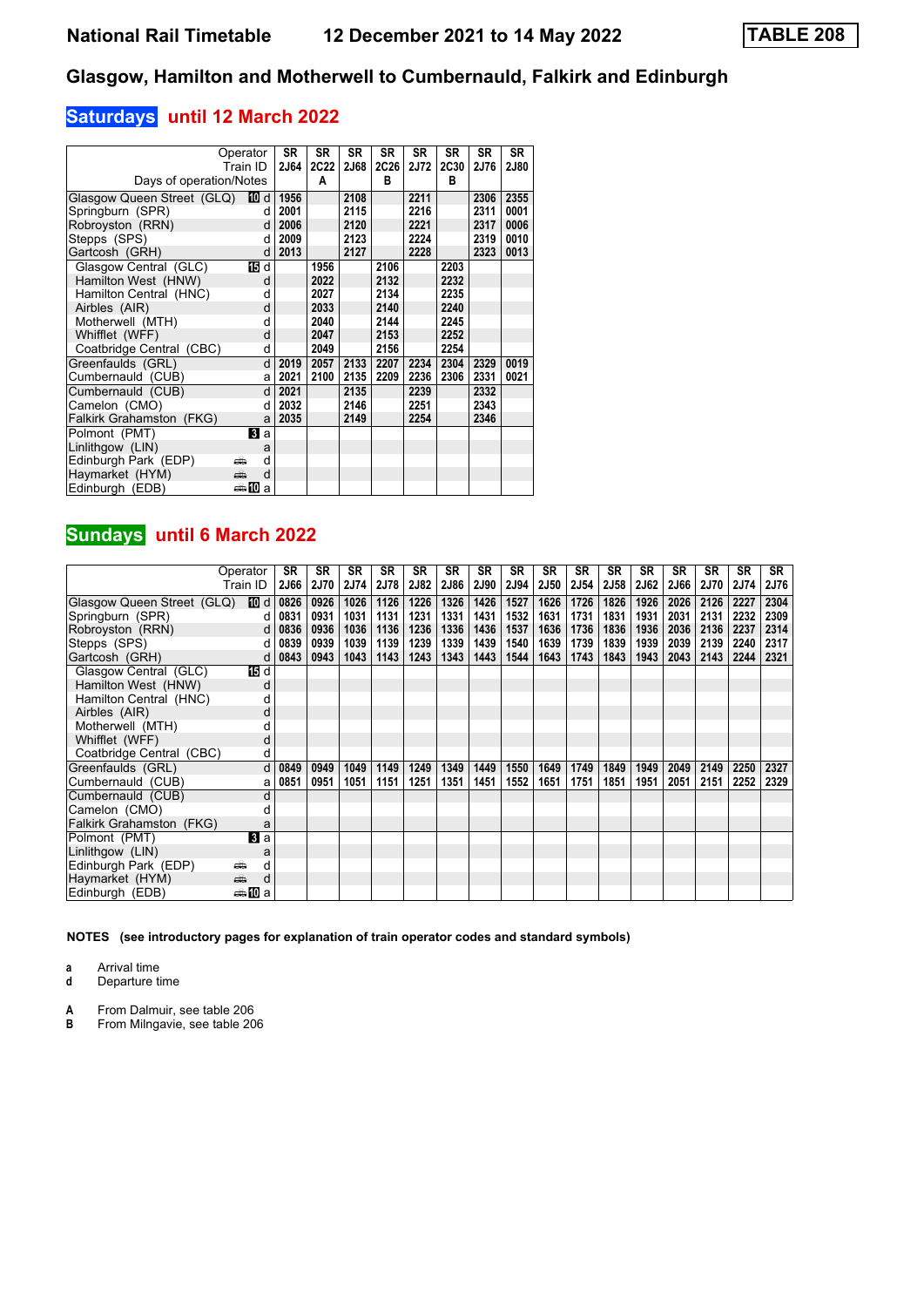# National Rail Timetable 12 December 2021 to 14 May 2022 TABLE 208

## Glasgow, Hamilton and Motherwell to Cumbernauld, Falkirk and Edinburgh

### Saturdays until 12 March 2022

| Operator | | SR | SR | SR | SR | SR | SR | SR | SR |
|---|---|---|---|---|---|---|---|---|---|
| Train ID | | 2J64 | 2C22 | 2J68 | 2C26 | 2J72 | 2C30 | 2J76 | 2J80 |
| Days of operation/Notes | | | A | | B | | B | | |
| Glasgow Queen Street (GLQ) | 10 d | 1956 | | 2108 | | 2211 | | 2306 | 2355 |
| Springburn (SPR) | d | 2001 | | 2115 | | 2216 | | 2311 | 0001 |
| Robroyston (RRN) | d | 2006 | | 2120 | | 2221 | | 2317 | 0006 |
| Stepps (SPS) | d | 2009 | | 2123 | | 2224 | | 2319 | 0010 |
| Gartcosh (GRH) | d | 2013 | | 2127 | | 2228 | | 2323 | 0013 |
| Glasgow Central (GLC) | 15 d | | 1956 | | 2106 | | 2203 | | |
| Hamilton West (HNW) | d | | 2022 | | 2132 | | 2232 | | |
| Hamilton Central (HNC) | d | | 2027 | | 2134 | | 2235 | | |
| Airbles (AIR) | d | | 2033 | | 2140 | | 2240 | | |
| Motherwell (MTH) | d | | 2040 | | 2144 | | 2245 | | |
| Whifflet (WFF) | d | | 2047 | | 2153 | | 2252 | | |
| Coatbridge Central (CBC) | d | | 2049 | | 2156 | | 2254 | | |
| Greenfaulds (GRL) | d | 2019 | 2057 | 2133 | 2207 | 2234 | 2304 | 2329 | 0019 |
| Cumbernauld (CUB) | a | 2021 | 2100 | 2135 | 2209 | 2236 | 2306 | 2331 | 0021 |
| Cumbernauld (CUB) | d | 2021 | | 2135 | | 2239 | | 2332 | |
| Camelon (CMO) | d | 2032 | | 2146 | | 2251 | | 2343 | |
| Falkirk Grahamston (FKG) | a | 2035 | | 2149 | | 2254 | | 2346 | |
| Polmont (PMT) | 3 a | | | | | | | | |
| Linlithgow (LIN) | a | | | | | | | | |
| Edinburgh Park (EDP) | d | | | | | | | | |
| Haymarket (HYM) | d | | | | | | | | |
| Edinburgh (EDB) | 10 a | | | | | | | | |

### Sundays until 6 March 2022

| Operator | | SR | SR | SR | SR | SR | SR | SR | SR | SR | SR | SR | SR | SR | SR | SR | SR |
|---|---|---|---|---|---|---|---|---|---|---|---|---|---|---|---|---|---|
| Train ID | | 2J66 | 2J70 | 2J74 | 2J78 | 2J82 | 2J86 | 2J90 | 2J94 | 2J50 | 2J54 | 2J58 | 2J62 | 2J66 | 2J70 | 2J74 | 2J76 |
| Glasgow Queen Street (GLQ) | 10 d | 0826 | 0926 | 1026 | 1126 | 1226 | 1326 | 1426 | 1527 | 1626 | 1726 | 1826 | 1926 | 2026 | 2126 | 2227 | 2304 |
| Springburn (SPR) | d | 0831 | 0931 | 1031 | 1131 | 1231 | 1331 | 1431 | 1532 | 1631 | 1731 | 1831 | 1931 | 2031 | 2131 | 2232 | 2309 |
| Robroyston (RRN) | d | 0836 | 0936 | 1036 | 1136 | 1236 | 1336 | 1436 | 1537 | 1636 | 1736 | 1836 | 1936 | 2036 | 2136 | 2237 | 2314 |
| Stepps (SPS) | d | 0839 | 0939 | 1039 | 1139 | 1239 | 1339 | 1439 | 1540 | 1639 | 1739 | 1839 | 1939 | 2039 | 2139 | 2240 | 2317 |
| Gartcosh (GRH) | d | 0843 | 0943 | 1043 | 1143 | 1243 | 1343 | 1443 | 1544 | 1643 | 1743 | 1843 | 1943 | 2043 | 2143 | 2244 | 2321 |
| Glasgow Central (GLC) | 15 d | | | | | | | | | | | | | | | | |
| Hamilton West (HNW) | d | | | | | | | | | | | | | | | | |
| Hamilton Central (HNC) | d | | | | | | | | | | | | | | | | |
| Airbles (AIR) | d | | | | | | | | | | | | | | | | |
| Motherwell (MTH) | d | | | | | | | | | | | | | | | | |
| Whifflet (WFF) | d | | | | | | | | | | | | | | | | |
| Coatbridge Central (CBC) | d | | | | | | | | | | | | | | | | |
| Greenfaulds (GRL) | d | 0849 | 0949 | 1049 | 1149 | 1249 | 1349 | 1449 | 1550 | 1649 | 1749 | 1849 | 1949 | 2049 | 2149 | 2250 | 2327 |
| Cumbernauld (CUB) | a | 0851 | 0951 | 1051 | 1151 | 1251 | 1351 | 1451 | 1552 | 1651 | 1751 | 1851 | 1951 | 2051 | 2151 | 2252 | 2329 |
| Cumbernauld (CUB) | d | | | | | | | | | | | | | | | | |
| Camelon (CMO) | d | | | | | | | | | | | | | | | | |
| Falkirk Grahamston (FKG) | a | | | | | | | | | | | | | | | | |
| Polmont (PMT) | 3 a | | | | | | | | | | | | | | | | |
| Linlithgow (LIN) | a | | | | | | | | | | | | | | | | |
| Edinburgh Park (EDP) | d | | | | | | | | | | | | | | | | |
| Haymarket (HYM) | d | | | | | | | | | | | | | | | | |
| Edinburgh (EDB) | 10 a | | | | | | | | | | | | | | | | |

**NOTES (see introductory pages for explanation of train operator codes and standard symbols)**

**a** Arrival time
**d** Departure time

**A** From Dalmuir, see table 206
**B** From Milngavie, see table 206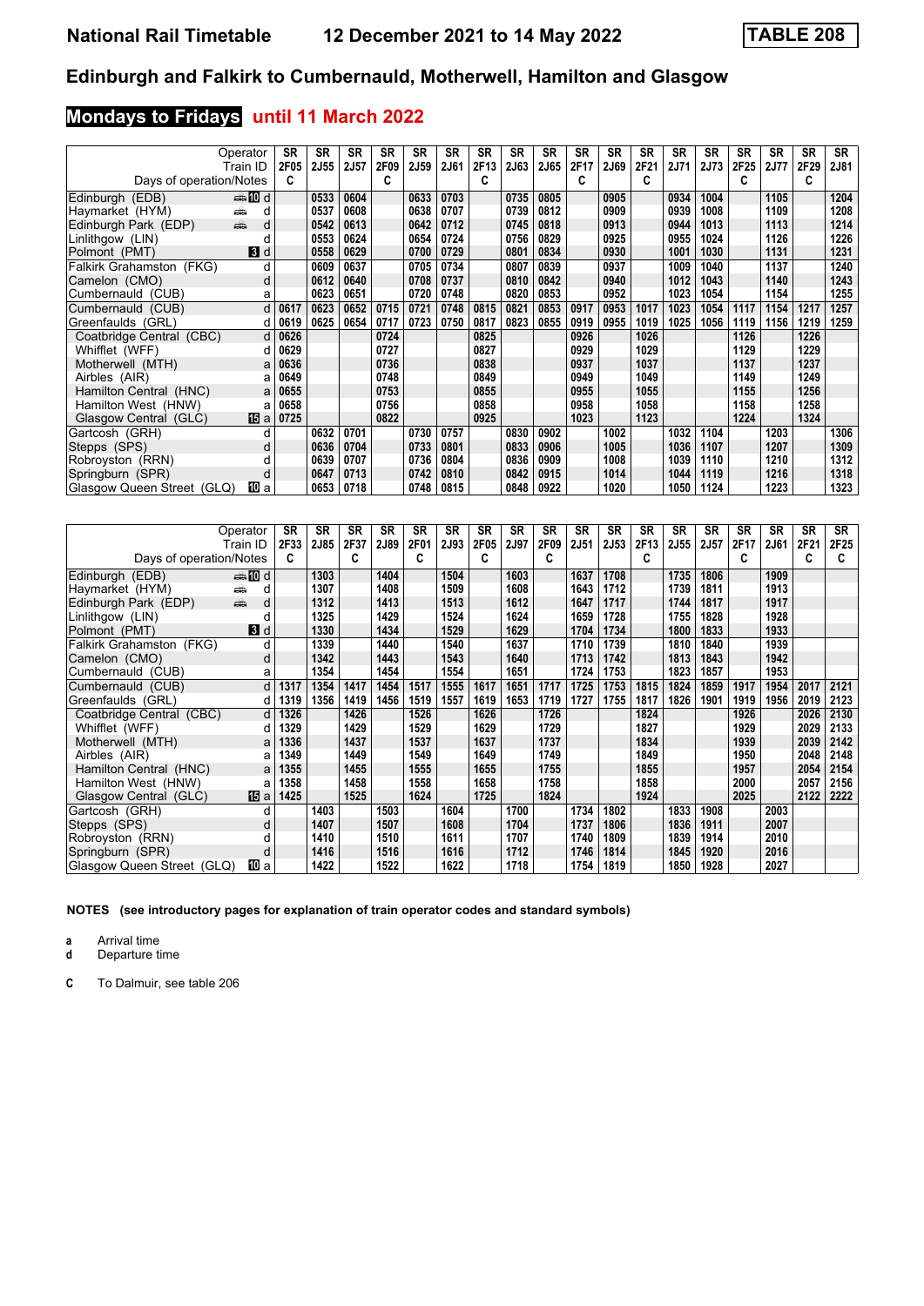# National Rail Timetable 12 December 2021 to 14 May 2022 TABLE 208

## Edinburgh and Falkirk to Cumbernauld, Motherwell, Hamilton and Glasgow

### Mondays to Fridays until 11 March 2022

| Operator | | SR | SR | SR | SR | SR | SR | SR | SR | SR | SR | SR | SR | SR | SR | SR | SR | SR | SR |
|---|---|---|---|---|---|---|---|---|---|---|---|---|---|---|---|---|---|---|---|
| Train ID | | 2F05 | 2J55 | 2J57 | 2F09 | 2J59 | 2J61 | 2F13 | 2J63 | 2J65 | 2F17 | 2J69 | 2F21 | 2J71 | 2J73 | 2F25 | 2J77 | 2F29 | 2J81 |
| Days of operation/Notes | | C | | | C | | | C | | | C | | C | | | C | | C | |
| Edinburgh (EDB) | d | | 0533 | 0604 | | 0633 | 0703 | | 0735 | 0805 | | 0905 | | 0934 | 1004 | | 1105 | | 1204 |
| Haymarket (HYM) | d | | 0537 | 0608 | | 0638 | 0707 | | 0739 | 0812 | | 0909 | | 0939 | 1008 | | 1109 | | 1208 |
| Edinburgh Park (EDP) | d | | 0542 | 0613 | | 0642 | 0712 | | 0745 | 0818 | | 0913 | | 0944 | 1013 | | 1113 | | 1214 |
| Linlithgow (LIN) | d | | 0553 | 0624 | | 0654 | 0724 | | 0756 | 0829 | | 0925 | | 0955 | 1024 | | 1126 | | 1226 |
| Polmont (PMT) | d | | 0558 | 0629 | | 0700 | 0729 | | 0801 | 0834 | | 0930 | | 1001 | 1030 | | 1131 | | 1231 |
| Falkirk Grahamston (FKG) | d | | 0609 | 0637 | | 0705 | 0734 | | 0807 | 0839 | | 0937 | | 1009 | 1040 | | 1137 | | 1240 |
| Camelon (CMO) | d | | 0612 | 0640 | | 0708 | 0737 | | 0810 | 0842 | | 0940 | | 1012 | 1043 | | 1140 | | 1243 |
| Cumbernauld (CUB) | a | | 0623 | 0651 | | 0720 | 0748 | | 0820 | 0853 | | 0952 | | 1023 | 1054 | | 1154 | | 1255 |
| Cumbernauld (CUB) | d | 0617 | 0623 | 0652 | 0715 | 0721 | 0748 | 0815 | 0821 | 0853 | 0917 | 0953 | 1017 | 1023 | 1054 | 1117 | 1154 | 1217 | 1257 |
| Greenfaulds (GRL) | d | 0619 | 0625 | 0654 | 0717 | 0723 | 0750 | 0817 | 0823 | 0855 | 0919 | 0955 | 1019 | 1025 | 1056 | 1119 | 1156 | 1219 | 1259 |
| Coatbridge Central (CBC) | d | 0626 | | | 0724 | | | 0825 | | | 0926 | | 1026 | | | 1126 | | 1226 | |
| Whifflet (WFF) | d | 0629 | | | 0727 | | | 0827 | | | 0929 | | 1029 | | | 1129 | | 1229 | |
| Motherwell (MTH) | a | 0636 | | | 0736 | | | 0838 | | | 0937 | | 1037 | | | 1137 | | 1237 | |
| Airbles (AIR) | a | 0649 | | | 0748 | | | 0849 | | | 0949 | | 1049 | | | 1149 | | 1249 | |
| Hamilton Central (HNC) | a | 0655 | | | 0753 | | | 0855 | | | 0955 | | 1055 | | | 1155 | | 1256 | |
| Hamilton West (HNW) | a | 0658 | | | 0756 | | | 0858 | | | 0958 | | 1058 | | | 1158 | | 1258 | |
| Glasgow Central (GLC) | a | 0725 | | | 0822 | | | 0925 | | | 1023 | | 1123 | | | 1224 | | 1324 | |
| Gartcosh (GRH) | d | | 0632 | 0701 | | 0730 | 0757 | | 0830 | 0902 | | 1002 | | 1032 | 1104 | | 1203 | | 1306 |
| Stepps (SPS) | d | | 0636 | 0704 | | 0733 | 0801 | | 0833 | 0906 | | 1005 | | 1036 | 1107 | | 1207 | | 1309 |
| Robroyston (RRN) | d | | 0639 | 0707 | | 0736 | 0804 | | 0836 | 0909 | | 1008 | | 1039 | 1110 | | 1210 | | 1312 |
| Springburn (SPR) | d | | 0647 | 0713 | | 0742 | 0810 | | 0842 | 0915 | | 1014 | | 1044 | 1119 | | 1216 | | 1318 |
| Glasgow Queen Street (GLQ) | a | | 0653 | 0718 | | 0748 | 0815 | | 0848 | 0922 | | 1020 | | 1050 | 1124 | | 1223 | | 1323 |

| Operator | | SR | SR | SR | SR | SR | SR | SR | SR | SR | SR | SR | SR | SR | SR | SR | SR | SR | SR |
|---|---|---|---|---|---|---|---|---|---|---|---|---|---|---|---|---|---|---|---|
| Train ID | | 2F33 | 2J85 | 2F37 | 2J89 | 2F01 | 2J93 | 2F05 | 2J97 | 2F09 | 2J51 | 2J53 | 2F13 | 2J55 | 2J57 | 2F17 | 2J61 | 2F21 | 2F25 |
| Days of operation/Notes | | C | | C | | C | | C | | C | | | C | | | C | | C | C |
| Edinburgh (EDB) | d | | 1303 | | 1404 | | 1504 | | 1603 | | 1637 | 1708 | | 1735 | 1806 | | 1909 | | |
| Haymarket (HYM) | d | | 1307 | | 1408 | | 1509 | | 1608 | | 1643 | 1712 | | 1739 | 1811 | | 1913 | | |
| Edinburgh Park (EDP) | d | | 1312 | | 1413 | | 1513 | | 1612 | | 1647 | 1717 | | 1744 | 1817 | | 1917 | | |
| Linlithgow (LIN) | d | | 1325 | | 1429 | | 1524 | | 1624 | | 1659 | 1728 | | 1755 | 1828 | | 1928 | | |
| Polmont (PMT) | d | | 1330 | | 1434 | | 1529 | | 1629 | | 1704 | 1734 | | 1800 | 1833 | | 1933 | | |
| Falkirk Grahamston (FKG) | d | | 1339 | | 1440 | | 1540 | | 1637 | | 1710 | 1739 | | 1810 | 1840 | | 1939 | | |
| Camelon (CMO) | d | | 1342 | | 1443 | | 1543 | | 1640 | | 1713 | 1742 | | 1813 | 1843 | | 1942 | | |
| Cumbernauld (CUB) | a | | 1354 | | 1454 | | 1554 | | 1651 | | 1724 | 1753 | | 1823 | 1857 | | 1953 | | |
| Cumbernauld (CUB) | d | 1317 | 1354 | 1417 | 1454 | 1517 | 1555 | 1617 | 1651 | 1717 | 1725 | 1753 | 1815 | 1824 | 1859 | 1917 | 1954 | 2017 | 2121 |
| Greenfaulds (GRL) | d | 1319 | 1356 | 1419 | 1456 | 1519 | 1557 | 1619 | 1653 | 1719 | 1727 | 1755 | 1817 | 1826 | 1901 | 1919 | 1956 | 2019 | 2123 |
| Coatbridge Central (CBC) | d | 1326 | | 1426 | | 1526 | | 1626 | | 1726 | | | 1824 | | | 1926 | | 2026 | 2130 |
| Whifflet (WFF) | d | 1329 | | 1429 | | 1529 | | 1629 | | 1729 | | | 1827 | | | 1929 | | 2029 | 2133 |
| Motherwell (MTH) | a | 1336 | | 1437 | | 1537 | | 1637 | | 1737 | | | 1834 | | | 1939 | | 2039 | 2142 |
| Airbles (AIR) | a | 1349 | | 1449 | | 1549 | | 1649 | | 1749 | | | 1849 | | | 1950 | | 2048 | 2148 |
| Hamilton Central (HNC) | a | 1355 | | 1455 | | 1555 | | 1655 | | 1755 | | | 1855 | | | 1957 | | 2054 | 2154 |
| Hamilton West (HNW) | a | 1358 | | 1458 | | 1558 | | 1658 | | 1758 | | | 1858 | | | 2000 | | 2057 | 2156 |
| Glasgow Central (GLC) | a | 1425 | | 1525 | | 1624 | | 1725 | | 1824 | | | 1924 | | | 2025 | | 2122 | 2222 |
| Gartcosh (GRH) | d | | 1403 | | 1503 | | 1604 | | 1700 | | 1734 | 1802 | | 1833 | 1908 | | 2003 | | |
| Stepps (SPS) | d | | 1407 | | 1507 | | 1608 | | 1704 | | 1737 | 1806 | | 1836 | 1911 | | 2007 | | |
| Robroyston (RRN) | d | | 1410 | | 1510 | | 1611 | | 1707 | | 1740 | 1809 | | 1839 | 1914 | | 2010 | | |
| Springburn (SPR) | d | | 1416 | | 1516 | | 1616 | | 1712 | | 1746 | 1814 | | 1845 | 1920 | | 2016 | | |
| Glasgow Queen Street (GLQ) | a | | 1422 | | 1522 | | 1622 | | 1718 | | 1754 | 1819 | | 1850 | 1928 | | 2027 | | |

**NOTES (see introductory pages for explanation of train operator codes and standard symbols)**

**a** Arrival time
**d** Departure time

**C** To Dalmuir, see table 206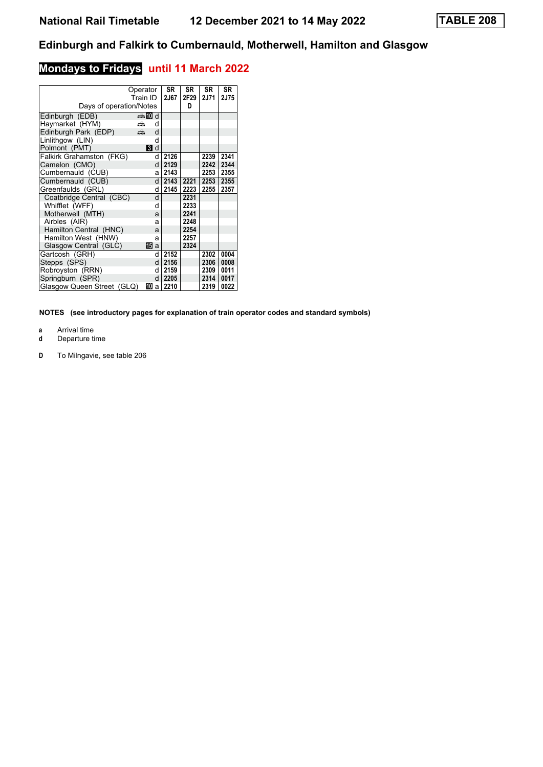# National Rail Timetable 12 December 2021 to 14 May 2022 TABLE 208

## Edinburgh and Falkirk to Cumbernauld, Motherwell, Hamilton and Glasgow

### Mondays to Fridays until 11 March 2022

| Operator | | SR | SR | SR | SR |
|---|---|---|---|---|---|
| Train ID | | 2J67 | 2F29 | 2J71 | 2J75 |
| Days of operation/Notes | | | D | | |
| Edinburgh (EDB) | 10 d | | | | |
| Haymarket (HYM) | d | | | | |
| Edinburgh Park (EDP) | d | | | | |
| Linlithgow (LIN) | d | | | | |
| Polmont (PMT) | 3 d | | | | |
| Falkirk Grahamston (FKG) | d | 2126 | | 2239 | 2341 |
| Camelon (CMO) | d | 2129 | | 2242 | 2344 |
| Cumbernauld (CUB) | a | 2143 | | 2253 | 2355 |
| Cumbernauld (CUB) | d | 2143 | 2221 | 2253 | 2355 |
| Greenfaulds (GRL) | d | 2145 | 2223 | 2255 | 2357 |
| Coatbridge Central (CBC) | d | | 2231 | | |
| Whifflet (WFF) | d | | 2233 | | |
| Motherwell (MTH) | a | | 2241 | | |
| Airbles (AIR) | a | | 2248 | | |
| Hamilton Central (HNC) | a | | 2254 | | |
| Hamilton West (HNW) | a | | 2257 | | |
| Glasgow Central (GLC) | 15 a | | 2324 | | |
| Gartcosh (GRH) | d | 2152 | | 2302 | 0004 |
| Stepps (SPS) | d | 2156 | | 2306 | 0008 |
| Robroyston (RRN) | d | 2159 | | 2309 | 0011 |
| Springburn (SPR) | d | 2205 | | 2314 | 0017 |
| Glasgow Queen Street (GLQ) | 10 a | 2210 | | 2319 | 0022 |

**NOTES (see introductory pages for explanation of train operator codes and standard symbols)**

**a** Arrival time
**d** Departure time

**D** To Milngavie, see table 206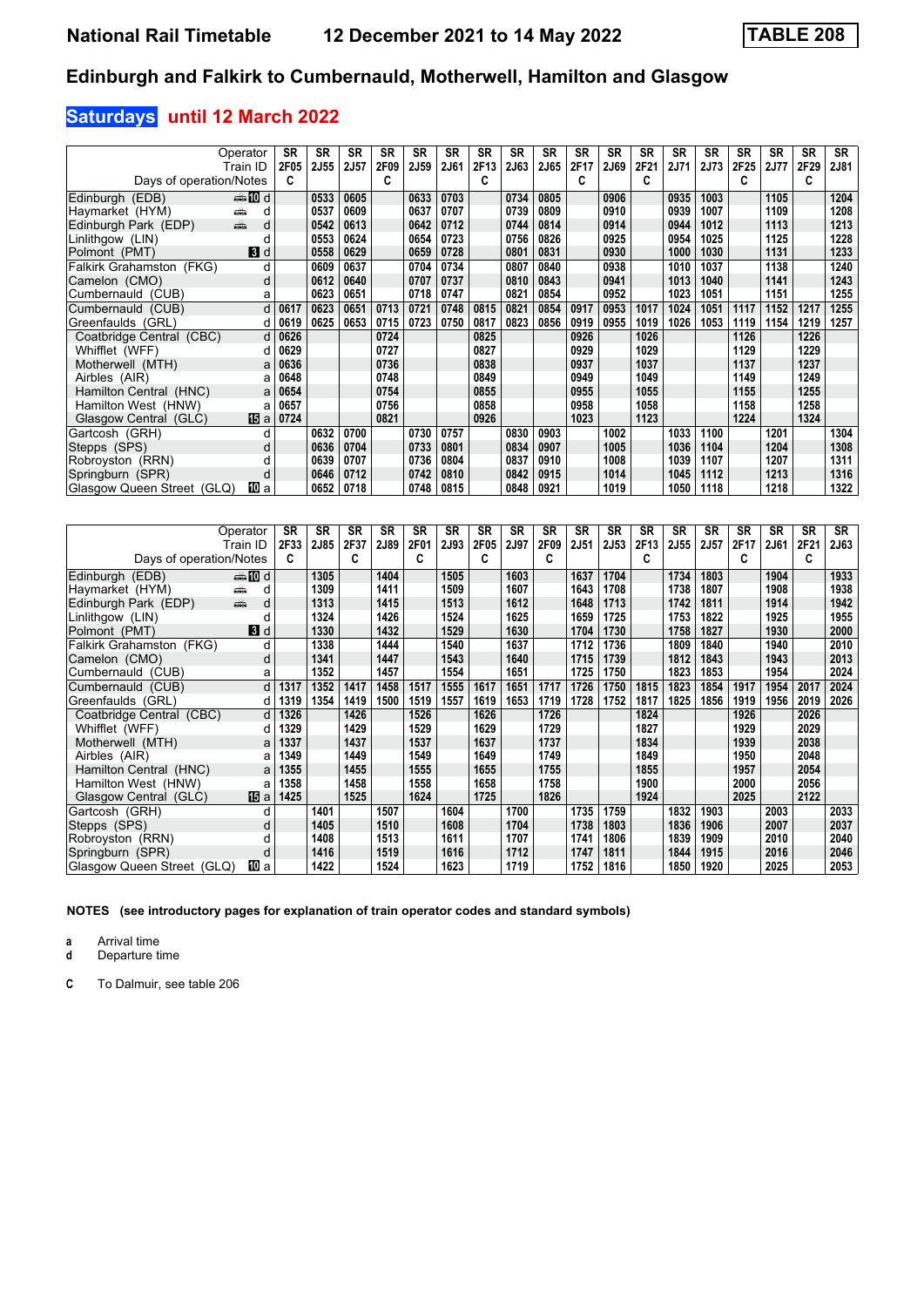# National Rail Timetable 12 December 2021 to 14 May 2022 — TABLE 208

## Edinburgh and Falkirk to Cumbernauld, Motherwell, Hamilton and Glasgow

### Saturdays until 12 March 2022

| Operator | | SR | SR | SR | SR | SR | SR | SR | SR | SR | SR | SR | SR | SR | SR | SR | SR | SR | SR |
|---|---|---|---|---|---|---|---|---|---|---|---|---|---|---|---|---|---|---|---|
| Train ID | | 2F05 | 2J55 | 2J57 | 2F09 | 2J59 | 2J61 | 2F13 | 2J63 | 2J65 | 2F17 | 2J69 | 2F21 | 2J71 | 2J73 | 2F25 | 2J77 | 2F29 | 2J81 |
| Days of operation/Notes | | C | | | C | | | C | | | C | | C | | | C | | C | |
| Edinburgh (EDB) | d | | 0533 | 0605 | | 0633 | 0703 | | 0734 | 0805 | | 0906 | | 0935 | 1003 | | 1105 | | 1204 |
| Haymarket (HYM) | d | | 0537 | 0609 | | 0637 | 0707 | | 0739 | 0809 | | 0910 | | 0939 | 1007 | | 1109 | | 1208 |
| Edinburgh Park (EDP) | d | | 0542 | 0613 | | 0642 | 0712 | | 0744 | 0814 | | 0914 | | 0944 | 1012 | | 1113 | | 1213 |
| Linlithgow (LIN) | d | | 0553 | 0624 | | 0654 | 0723 | | 0756 | 0826 | | 0925 | | 0954 | 1025 | | 1125 | | 1228 |
| Polmont (PMT) | d | | 0558 | 0629 | | 0659 | 0728 | | 0801 | 0831 | | 0930 | | 1000 | 1030 | | 1131 | | 1233 |
| Falkirk Grahamston (FKG) | d | | 0609 | 0637 | | 0704 | 0734 | | 0807 | 0840 | | 0938 | | 1010 | 1037 | | 1138 | | 1240 |
| Camelon (CMO) | d | | 0612 | 0640 | | 0707 | 0737 | | 0810 | 0843 | | 0941 | | 1013 | 1040 | | 1141 | | 1243 |
| Cumbernauld (CUB) | a | | 0623 | 0651 | | 0718 | 0747 | | 0821 | 0854 | | 0952 | | 1023 | 1051 | | 1151 | | 1255 |
| Cumbernauld (CUB) | d | 0617 | 0623 | 0651 | 0713 | 0721 | 0748 | 0815 | 0821 | 0854 | 0917 | 0953 | 1017 | 1024 | 1051 | 1117 | 1152 | 1217 | 1255 |
| Greenfaulds (GRL) | d | 0619 | 0625 | 0653 | 0715 | 0723 | 0750 | 0817 | 0823 | 0856 | 0919 | 0955 | 1019 | 1026 | 1053 | 1119 | 1154 | 1219 | 1257 |
| Coatbridge Central (CBC) | d | 0626 | | | 0724 | | | 0825 | | | 0926 | | 1026 | | | 1126 | | 1226 | |
| Whifflet (WFF) | d | 0629 | | | 0727 | | | 0827 | | | 0929 | | 1029 | | | 1129 | | 1229 | |
| Motherwell (MTH) | a | 0636 | | | 0736 | | | 0838 | | | 0937 | | 1037 | | | 1137 | | 1237 | |
| Airbles (AIR) | a | 0648 | | | 0748 | | | 0849 | | | 0949 | | 1049 | | | 1149 | | 1249 | |
| Hamilton Central (HNC) | a | 0654 | | | 0754 | | | 0855 | | | 0955 | | 1055 | | | 1155 | | 1255 | |
| Hamilton West (HNW) | a | 0657 | | | 0756 | | | 0858 | | | 0958 | | 1058 | | | 1158 | | 1258 | |
| Glasgow Central (GLC) | a | 0724 | | | 0821 | | | 0926 | | | 1023 | | 1123 | | | 1224 | | 1324 | |
| Gartcosh (GRH) | d | | 0632 | 0700 | | 0730 | 0757 | | 0830 | 0903 | | 1002 | | 1033 | 1100 | | 1201 | | 1304 |
| Stepps (SPS) | d | | 0636 | 0704 | | 0733 | 0801 | | 0834 | 0907 | | 1005 | | 1036 | 1104 | | 1204 | | 1308 |
| Robroyston (RRN) | d | | 0639 | 0707 | | 0736 | 0804 | | 0837 | 0910 | | 1008 | | 1039 | 1107 | | 1207 | | 1311 |
| Springburn (SPR) | d | | 0646 | 0712 | | 0742 | 0810 | | 0842 | 0915 | | 1014 | | 1045 | 1112 | | 1213 | | 1316 |
| Glasgow Queen Street (GLQ) | a | | 0652 | 0718 | | 0748 | 0815 | | 0848 | 0921 | | 1019 | | 1050 | 1118 | | 1218 | | 1322 |

| Operator | | SR | SR | SR | SR | SR | SR | SR | SR | SR | SR | SR | SR | SR | SR | SR | SR | SR | SR |
|---|---|---|---|---|---|---|---|---|---|---|---|---|---|---|---|---|---|---|---|
| Train ID | | 2F33 | 2J85 | 2F37 | 2J89 | 2F01 | 2J93 | 2F05 | 2J97 | 2F09 | 2J51 | 2J53 | 2F13 | 2J55 | 2J57 | 2F17 | 2J61 | 2F21 | 2J63 |
| Days of operation/Notes | | C | | C | | C | | C | | C | | | C | | | C | | C | |
| Edinburgh (EDB) | d | | 1305 | | 1404 | | 1505 | | 1603 | | 1637 | 1704 | | 1734 | 1803 | | 1904 | | 1933 |
| Haymarket (HYM) | d | | 1309 | | 1411 | | 1509 | | 1607 | | 1643 | 1708 | | 1738 | 1807 | | 1908 | | 1938 |
| Edinburgh Park (EDP) | d | | 1313 | | 1415 | | 1513 | | 1612 | | 1648 | 1713 | | 1742 | 1811 | | 1914 | | 1942 |
| Linlithgow (LIN) | d | | 1324 | | 1426 | | 1524 | | 1625 | | 1659 | 1725 | | 1753 | 1822 | | 1925 | | 1955 |
| Polmont (PMT) | d | | 1330 | | 1432 | | 1529 | | 1630 | | 1704 | 1730 | | 1758 | 1827 | | 1930 | | 2000 |
| Falkirk Grahamston (FKG) | d | | 1338 | | 1444 | | 1540 | | 1637 | | 1712 | 1736 | | 1809 | 1840 | | 1940 | | 2010 |
| Camelon (CMO) | d | | 1341 | | 1447 | | 1543 | | 1640 | | 1715 | 1739 | | 1812 | 1843 | | 1943 | | 2013 |
| Cumbernauld (CUB) | a | | 1352 | | 1457 | | 1554 | | 1651 | | 1725 | 1750 | | 1823 | 1853 | | 1954 | | 2024 |
| Cumbernauld (CUB) | d | 1317 | 1352 | 1417 | 1458 | 1517 | 1555 | 1617 | 1651 | 1717 | 1726 | 1750 | 1815 | 1823 | 1854 | 1917 | 1954 | 2017 | 2024 |
| Greenfaulds (GRL) | d | 1319 | 1354 | 1419 | 1500 | 1519 | 1557 | 1619 | 1653 | 1719 | 1728 | 1752 | 1817 | 1825 | 1856 | 1919 | 1956 | 2019 | 2026 |
| Coatbridge Central (CBC) | d | 1326 | | 1426 | | 1526 | | 1626 | | 1726 | | | 1824 | | | 1926 | | 2026 | |
| Whifflet (WFF) | d | 1329 | | 1429 | | 1529 | | 1629 | | 1729 | | | 1827 | | | 1929 | | 2029 | |
| Motherwell (MTH) | a | 1337 | | 1437 | | 1537 | | 1637 | | 1737 | | | 1834 | | | 1939 | | 2038 | |
| Airbles (AIR) | a | 1349 | | 1449 | | 1549 | | 1649 | | 1749 | | | 1849 | | | 1950 | | 2048 | |
| Hamilton Central (HNC) | a | 1355 | | 1455 | | 1555 | | 1655 | | 1755 | | | 1855 | | | 1957 | | 2054 | |
| Hamilton West (HNW) | a | 1358 | | 1458 | | 1558 | | 1658 | | 1758 | | | 1900 | | | 2000 | | 2056 | |
| Glasgow Central (GLC) | a | 1425 | | 1525 | | 1624 | | 1725 | | 1826 | | | 1924 | | | 2025 | | 2122 | |
| Gartcosh (GRH) | d | | 1401 | | 1507 | | 1604 | | 1700 | | 1735 | 1759 | | 1832 | 1903 | | 2003 | | 2033 |
| Stepps (SPS) | d | | 1405 | | 1510 | | 1608 | | 1704 | | 1738 | 1803 | | 1836 | 1906 | | 2007 | | 2037 |
| Robroyston (RRN) | d | | 1408 | | 1513 | | 1611 | | 1707 | | 1741 | 1806 | | 1839 | 1909 | | 2010 | | 2040 |
| Springburn (SPR) | d | | 1416 | | 1519 | | 1616 | | 1712 | | 1747 | 1811 | | 1844 | 1915 | | 2016 | | 2046 |
| Glasgow Queen Street (GLQ) | a | | 1422 | | 1524 | | 1623 | | 1719 | | 1752 | 1816 | | 1850 | 1920 | | 2025 | | 2053 |

**NOTES (see introductory pages for explanation of train operator codes and standard symbols)**

**a** Arrival time
**d** Departure time

**C** To Dalmuir, see table 206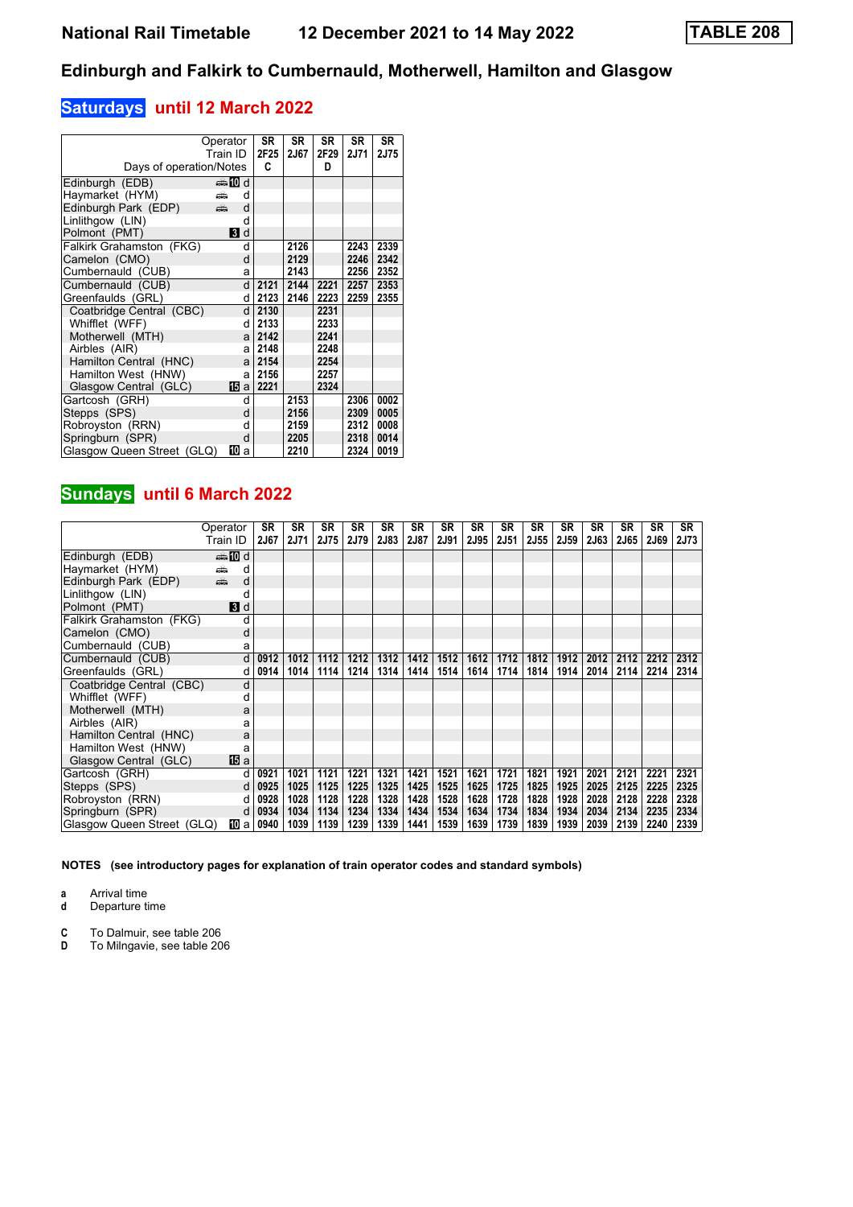# National Rail Timetable 12 December 2021 to 14 May 2022 TABLE 208

## Edinburgh and Falkirk to Cumbernauld, Motherwell, Hamilton and Glasgow

### Saturdays until 12 March 2022

| Operator | | SR | SR | SR | SR | SR |
|---|---|---|---|---|---|---|
| Train ID | | 2F25 | 2J67 | 2F29 | 2J71 | 2J75 |
| Days of operation/Notes | | C | | D | | |
| Edinburgh (EDB) | 10 d | | | | | |
| Haymarket (HYM) | d | | | | | |
| Edinburgh Park (EDP) | d | | | | | |
| Linlithgow (LIN) | d | | | | | |
| Polmont (PMT) | 3 d | | | | | |
| Falkirk Grahamston (FKG) | d | | 2126 | | 2243 | 2339 |
| Camelon (CMO) | d | | 2129 | | 2246 | 2342 |
| Cumbernauld (CUB) | a | | 2143 | | 2256 | 2352 |
| Cumbernauld (CUB) | d | 2121 | 2144 | 2221 | 2257 | 2353 |
| Greenfaulds (GRL) | d | 2123 | 2146 | 2223 | 2259 | 2355 |
| Coatbridge Central (CBC) | d | 2130 | | 2231 | | |
| Whifflet (WFF) | d | 2133 | | 2233 | | |
| Motherwell (MTH) | a | 2142 | | 2241 | | |
| Airbles (AIR) | a | 2148 | | 2248 | | |
| Hamilton Central (HNC) | a | 2154 | | 2254 | | |
| Hamilton West (HNW) | a | 2156 | | 2257 | | |
| Glasgow Central (GLC) | 15 a | 2221 | | 2324 | | |
| Gartcosh (GRH) | d | | 2153 | | 2306 | 0002 |
| Stepps (SPS) | d | | 2156 | | 2309 | 0005 |
| Robroyston (RRN) | d | | 2159 | | 2312 | 0008 |
| Springburn (SPR) | d | | 2205 | | 2318 | 0014 |
| Glasgow Queen Street (GLQ) | 10 a | | 2210 | | 2324 | 0019 |

### Sundays until 6 March 2022

| Operator | | SR | SR | SR | SR | SR | SR | SR | SR | SR | SR | SR | SR | SR | SR | SR |
|---|---|---|---|---|---|---|---|---|---|---|---|---|---|---|---|---|
| Train ID | | 2J67 | 2J71 | 2J75 | 2J79 | 2J83 | 2J87 | 2J91 | 2J95 | 2J51 | 2J55 | 2J59 | 2J63 | 2J65 | 2J69 | 2J73 |
| Edinburgh (EDB) | 10 d | | | | | | | | | | | | | | | |
| Haymarket (HYM) | d | | | | | | | | | | | | | | | |
| Edinburgh Park (EDP) | d | | | | | | | | | | | | | | | |
| Linlithgow (LIN) | d | | | | | | | | | | | | | | | |
| Polmont (PMT) | 3 d | | | | | | | | | | | | | | | |
| Falkirk Grahamston (FKG) | d | | | | | | | | | | | | | | | |
| Camelon (CMO) | d | | | | | | | | | | | | | | | |
| Cumbernauld (CUB) | a | | | | | | | | | | | | | | | |
| Cumbernauld (CUB) | d | 0912 | 1012 | 1112 | 1212 | 1312 | 1412 | 1512 | 1612 | 1712 | 1812 | 1912 | 2012 | 2112 | 2212 | 2312 |
| Greenfaulds (GRL) | d | 0914 | 1014 | 1114 | 1214 | 1314 | 1414 | 1514 | 1614 | 1714 | 1814 | 1914 | 2014 | 2114 | 2214 | 2314 |
| Coatbridge Central (CBC) | d | | | | | | | | | | | | | | | |
| Whifflet (WFF) | d | | | | | | | | | | | | | | | |
| Motherwell (MTH) | a | | | | | | | | | | | | | | | |
| Airbles (AIR) | a | | | | | | | | | | | | | | | |
| Hamilton Central (HNC) | a | | | | | | | | | | | | | | | |
| Hamilton West (HNW) | a | | | | | | | | | | | | | | | |
| Glasgow Central (GLC) | 15 a | | | | | | | | | | | | | | | |
| Gartcosh (GRH) | d | 0921 | 1021 | 1121 | 1221 | 1321 | 1421 | 1521 | 1621 | 1721 | 1821 | 1921 | 2021 | 2121 | 2221 | 2321 |
| Stepps (SPS) | d | 0925 | 1025 | 1125 | 1225 | 1325 | 1425 | 1525 | 1625 | 1725 | 1825 | 1925 | 2025 | 2125 | 2225 | 2325 |
| Robroyston (RRN) | d | 0928 | 1028 | 1128 | 1228 | 1328 | 1428 | 1528 | 1628 | 1728 | 1828 | 1928 | 2028 | 2128 | 2228 | 2328 |
| Springburn (SPR) | d | 0934 | 1034 | 1134 | 1234 | 1334 | 1434 | 1534 | 1634 | 1734 | 1834 | 1934 | 2034 | 2134 | 2235 | 2334 |
| Glasgow Queen Street (GLQ) | 10 a | 0940 | 1039 | 1139 | 1239 | 1339 | 1441 | 1539 | 1639 | 1739 | 1839 | 1939 | 2039 | 2139 | 2240 | 2339 |

**NOTES (see introductory pages for explanation of train operator codes and standard symbols)**

- **a** Arrival time
- **d** Departure time

- **C** To Dalmuir, see table 206
- **D** To Milngavie, see table 206